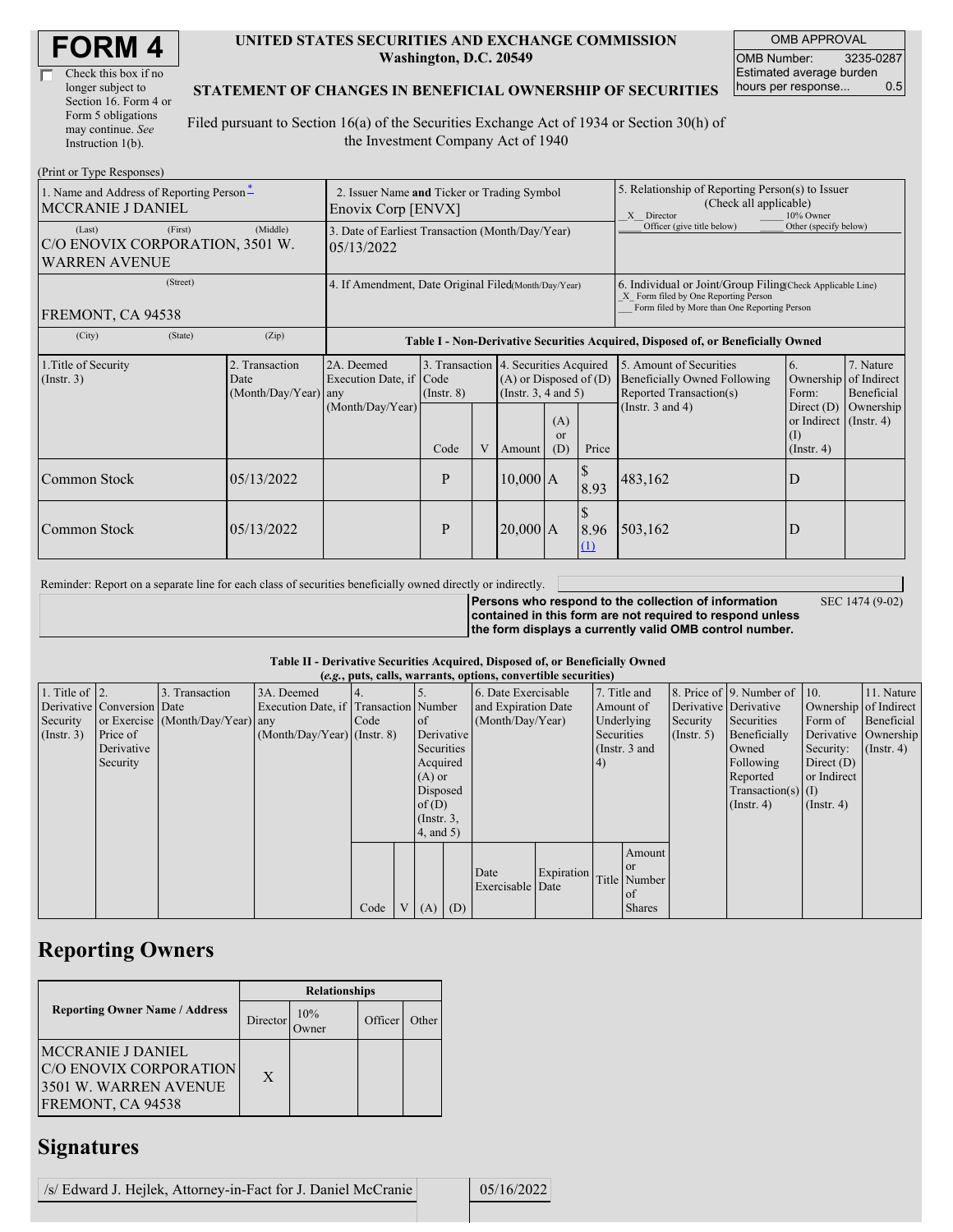# FORM 4

☐ Check this box if no longer subject to Section 16. Form 4 or Form 5 obligations may continue. *See* Instruction 1(b).

**UNITED STATES SECURITIES AND EXCHANGE COMMISSION**
**Washington, D.C. 20549**

**STATEMENT OF CHANGES IN BENEFICIAL OWNERSHIP OF SECURITIES**

Filed pursuant to Section 16(a) of the Securities Exchange Act of 1934 or Section 30(h) of the Investment Company Act of 1940

| OMB APPROVAL | |
|---|---|
| OMB Number: | 3235-0287 |
| Estimated average burden hours per response... | 0.5 |

(Print or Type Responses)

| 1. Name and Address of Reporting Person* | 2. Issuer Name and Ticker or Trading Symbol | 5. Relationship of Reporting Person(s) to Issuer (Check all applicable) |
|---|---|---|
| MCCRANIE J DANIEL | Enovix Corp [ENVX] | _X_ Director ___ 10% Owner ___ Officer (give title below) ___ Other (specify below) |
| (Last) (First) (Middle) C/O ENOVIX CORPORATION, 3501 W. WARREN AVENUE | 3. Date of Earliest Transaction (Month/Day/Year) 05/13/2022 | |
| (Street) FREMONT, CA 94538 | 4. If Amendment, Date Original Filed (Month/Day/Year) | 6. Individual or Joint/Group Filing (Check Applicable Line) _X_ Form filed by One Reporting Person ___ Form filed by More than One Reporting Person |
| (City) (State) (Zip) | | |

**Table I - Non-Derivative Securities Acquired, Disposed of, or Beneficially Owned**

| 1.Title of Security (Instr. 3) | 2. Transaction Date (Month/Day/Year) | 2A. Deemed Execution Date, if any (Month/Day/Year) | 3. Transaction Code (Instr. 8) | | 4. Securities Acquired (A) or Disposed of (D) (Instr. 3, 4 and 5) | | | 5. Amount of Securities Beneficially Owned Following Reported Transaction(s) (Instr. 3 and 4) | 6. Ownership Form: Direct (D) or Indirect (I) (Instr. 4) | 7. Nature of Indirect Beneficial Ownership (Instr. 4) |
|---|---|---|---|---|---|---|---|---|---|---|
| | | | Code | V | Amount | (A) or (D) | Price | | | |
| Common Stock | 05/13/2022 | | P | | 10,000 | A | $ 8.93 | 483,162 | D | |
| Common Stock | 05/13/2022 | | P | | 20,000 | A | $ 8.96 (1) | 503,162 | D | |

Reminder: Report on a separate line for each class of securities beneficially owned directly or indirectly.

**Persons who respond to the collection of information contained in this form are not required to respond unless the form displays a currently valid OMB control number.** SEC 1474 (9-02)

**Table II - Derivative Securities Acquired, Disposed of, or Beneficially Owned**
***(e.g., puts, calls, warrants, options, convertible securities)***

| 1. Title of Derivative Security (Instr. 3) | 2. Conversion or Exercise Price of Derivative Security | 3. Transaction Date (Month/Day/Year) | 3A. Deemed Execution Date, if any (Month/Day/Year) | 4. Transaction Code (Instr. 8) | | 5. Number of Derivative Securities Acquired (A) or Disposed of (D) (Instr. 3, 4, and 5) | | 6. Date Exercisable and Expiration Date (Month/Day/Year) | | 7. Title and Amount of Underlying Securities (Instr. 3 and 4) | | 8. Price of Derivative Security (Instr. 5) | 9. Number of Derivative Securities Beneficially Owned Following Reported Transaction(s) (Instr. 4) | 10. Ownership Form of Derivative Security: Direct (D) or Indirect (I) (Instr. 4) | 11. Nature of Indirect Beneficial Ownership (Instr. 4) |
|---|---|---|---|---|---|---|---|---|---|---|---|---|---|---|---|
| | | | | Code | V | (A) | (D) | Date Exercisable | Expiration Date | Title | Amount or Number of Shares | | | | |

## Reporting Owners

| Reporting Owner Name / Address | Relationships | | | |
|---|---|---|---|---|
| | Director | 10% Owner | Officer | Other |
| MCCRANIE J DANIEL C/O ENOVIX CORPORATION 3501 W. WARREN AVENUE FREMONT, CA 94538 | X | | | |

## Signatures

| /s/ Edward J. Hejlek, Attorney-in-Fact for J. Daniel McCranie | 05/16/2022 |
|---|---|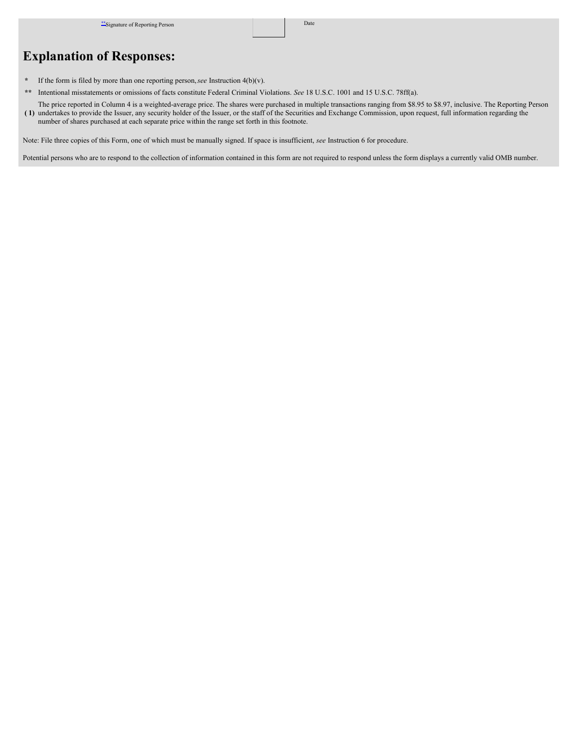| **Signature of Reporting Person | | Date |
| --- | --- | --- |

## Explanation of Responses:

| | |
| --- | --- |
| * | If the form is filed by more than one reporting person, *see* Instruction 4(b)(v). |
| ** | Intentional misstatements or omissions of facts constitute Federal Criminal Violations. *See* 18 U.S.C. 1001 and 15 U.S.C. 78ff(a). |
| ( 1) | The price reported in Column 4 is a weighted-average price. The shares were purchased in multiple transactions ranging from $8.95 to $8.97, inclusive. The Reporting Person undertakes to provide the Issuer, any security holder of the Issuer, or the staff of the Securities and Exchange Commission, upon request, full information regarding the number of shares purchased at each separate price within the range set forth in this footnote. |

Note: File three copies of this Form, one of which must be manually signed. If space is insufficient, *see* Instruction 6 for procedure.

Potential persons who are to respond to the collection of information contained in this form are not required to respond unless the form displays a currently valid OMB number.